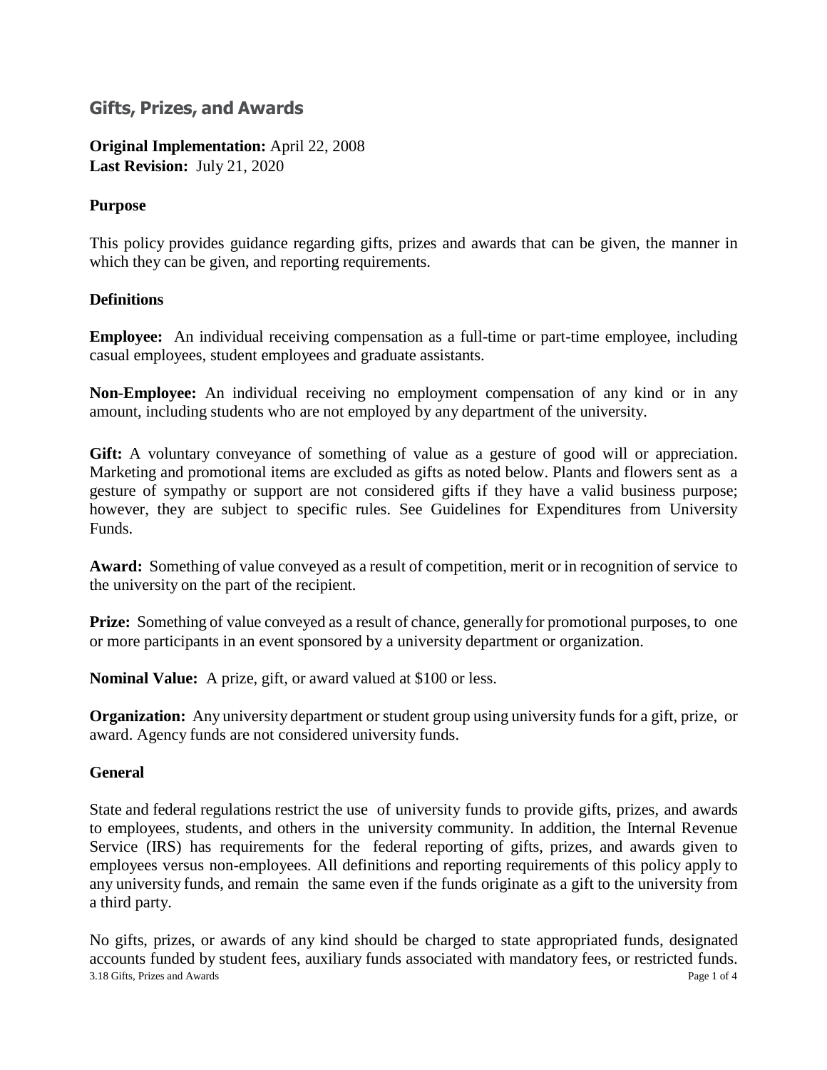# Gifts, Prizes, and Awards

**Original Implementation:** April 22, 2008
**Last Revision:** July 21, 2020

### Purpose

This policy provides guidance regarding gifts, prizes and awards that can be given, the manner in which they can be given, and reporting requirements.

### Definitions

**Employee:** An individual receiving compensation as a full-time or part-time employee, including casual employees, student employees and graduate assistants.

**Non-Employee:** An individual receiving no employment compensation of any kind or in any amount, including students who are not employed by any department of the university.

**Gift:** A voluntary conveyance of something of value as a gesture of good will or appreciation. Marketing and promotional items are excluded as gifts as noted below. Plants and flowers sent as a gesture of sympathy or support are not considered gifts if they have a valid business purpose; however, they are subject to specific rules. See Guidelines for Expenditures from University Funds.

**Award:** Something of value conveyed as a result of competition, merit or in recognition of service to the university on the part of the recipient.

**Prize:** Something of value conveyed as a result of chance, generally for promotional purposes, to one or more participants in an event sponsored by a university department or organization.

**Nominal Value:** A prize, gift, or award valued at $100 or less.

**Organization:** Any university department or student group using university funds for a gift, prize, or award. Agency funds are not considered university funds.

### General

State and federal regulations restrict the use of university funds to provide gifts, prizes, and awards to employees, students, and others in the university community. In addition, the Internal Revenue Service (IRS) has requirements for the federal reporting of gifts, prizes, and awards given to employees versus non-employees. All definitions and reporting requirements of this policy apply to any university funds, and remain the same even if the funds originate as a gift to the university from a third party.

No gifts, prizes, or awards of any kind should be charged to state appropriated funds, designated accounts funded by student fees, auxiliary funds associated with mandatory fees, or restricted funds.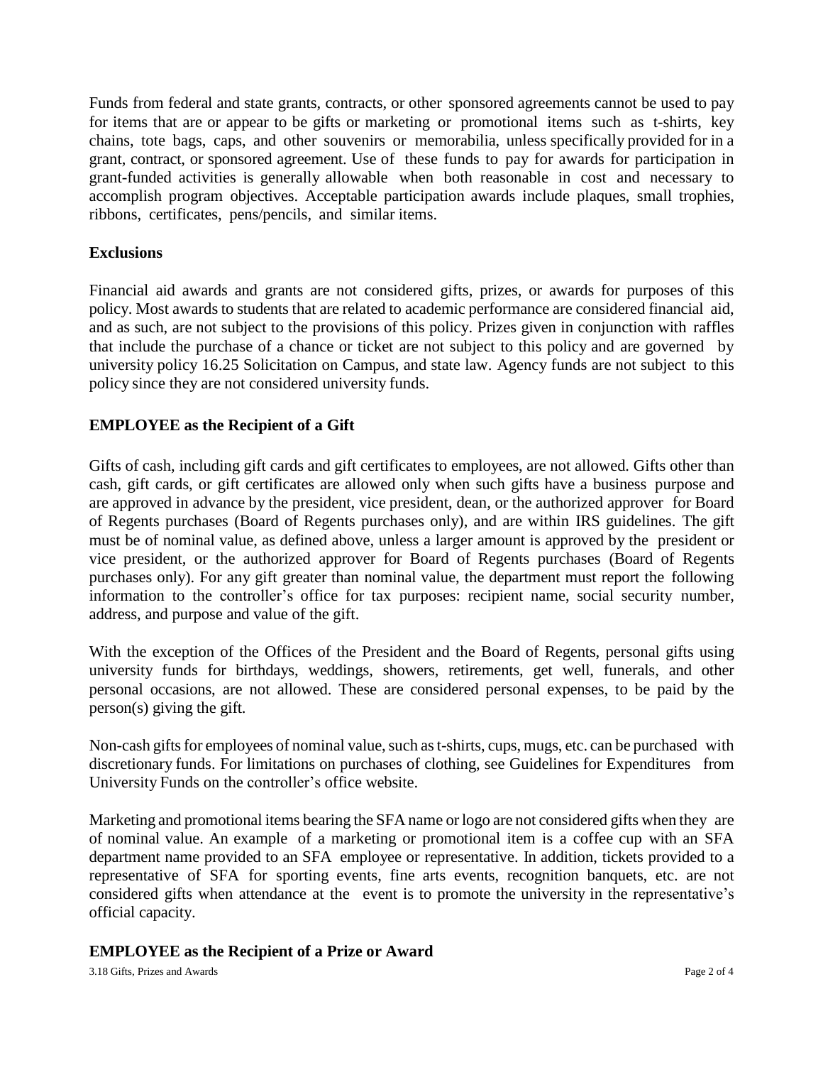Funds from federal and state grants, contracts, or other sponsored agreements cannot be used to pay for items that are or appear to be gifts or marketing or promotional items such as t-shirts, key chains, tote bags, caps, and other souvenirs or memorabilia, unless specifically provided for in a grant, contract, or sponsored agreement. Use of these funds to pay for awards for participation in grant-funded activities is generally allowable when both reasonable in cost and necessary to accomplish program objectives. Acceptable participation awards include plaques, small trophies, ribbons, certificates, pens/pencils, and similar items.

**Exclusions**

Financial aid awards and grants are not considered gifts, prizes, or awards for purposes of this policy. Most awards to students that are related to academic performance are considered financial aid, and as such, are not subject to the provisions of this policy. Prizes given in conjunction with raffles that include the purchase of a chance or ticket are not subject to this policy and are governed by university policy 16.25 Solicitation on Campus, and state law. Agency funds are not subject to this policy since they are not considered university funds.

**EMPLOYEE as the Recipient of a Gift**

Gifts of cash, including gift cards and gift certificates to employees, are not allowed. Gifts other than cash, gift cards, or gift certificates are allowed only when such gifts have a business purpose and are approved in advance by the president, vice president, dean, or the authorized approver for Board of Regents purchases (Board of Regents purchases only), and are within IRS guidelines. The gift must be of nominal value, as defined above, unless a larger amount is approved by the president or vice president, or the authorized approver for Board of Regents purchases (Board of Regents purchases only). For any gift greater than nominal value, the department must report the following information to the controller's office for tax purposes: recipient name, social security number, address, and purpose and value of the gift.

With the exception of the Offices of the President and the Board of Regents, personal gifts using university funds for birthdays, weddings, showers, retirements, get well, funerals, and other personal occasions, are not allowed. These are considered personal expenses, to be paid by the person(s) giving the gift.

Non-cash gifts for employees of nominal value, such as t-shirts, cups, mugs, etc. can be purchased with discretionary funds. For limitations on purchases of clothing, see Guidelines for Expenditures from University Funds on the controller's office website.

Marketing and promotional items bearing the SFA name or logo are not considered gifts when they are of nominal value. An example of a marketing or promotional item is a coffee cup with an SFA department name provided to an SFA employee or representative. In addition, tickets provided to a representative of SFA for sporting events, fine arts events, recognition banquets, etc. are not considered gifts when attendance at the event is to promote the university in the representative's official capacity.

**EMPLOYEE as the Recipient of a Prize or Award**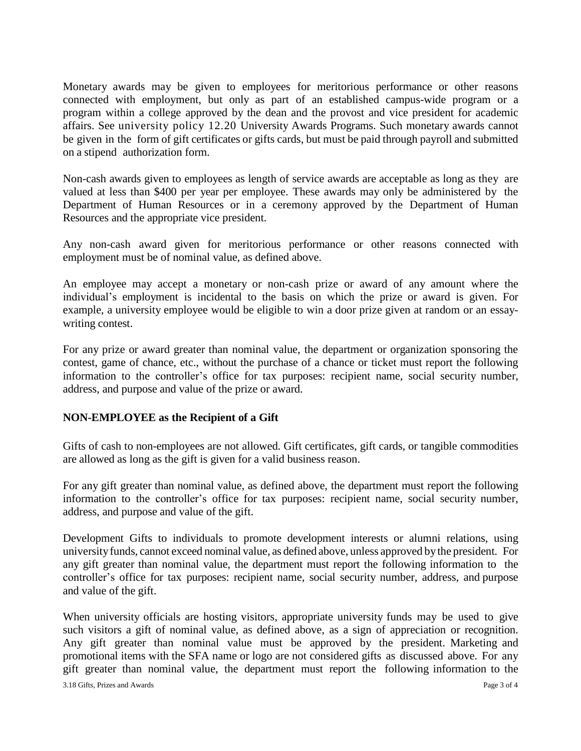Monetary awards may be given to employees for meritorious performance or other reasons connected with employment, but only as part of an established campus-wide program or a program within a college approved by the dean and the provost and vice president for academic affairs. See university policy 12.20 University Awards Programs. Such monetary awards cannot be given in the form of gift certificates or gifts cards, but must be paid through payroll and submitted on a stipend authorization form.

Non-cash awards given to employees as length of service awards are acceptable as long as they are valued at less than $400 per year per employee. These awards may only be administered by the Department of Human Resources or in a ceremony approved by the Department of Human Resources and the appropriate vice president.

Any non-cash award given for meritorious performance or other reasons connected with employment must be of nominal value, as defined above.

An employee may accept a monetary or non-cash prize or award of any amount where the individual's employment is incidental to the basis on which the prize or award is given. For example, a university employee would be eligible to win a door prize given at random or an essay-writing contest.

For any prize or award greater than nominal value, the department or organization sponsoring the contest, game of chance, etc., without the purchase of a chance or ticket must report the following information to the controller's office for tax purposes: recipient name, social security number, address, and purpose and value of the prize or award.

**NON-EMPLOYEE as the Recipient of a Gift**

Gifts of cash to non-employees are not allowed. Gift certificates, gift cards, or tangible commodities are allowed as long as the gift is given for a valid business reason.

For any gift greater than nominal value, as defined above, the department must report the following information to the controller's office for tax purposes: recipient name, social security number, address, and purpose and value of the gift.

Development Gifts to individuals to promote development interests or alumni relations, using university funds, cannot exceed nominal value, as defined above, unless approved by the president. For any gift greater than nominal value, the department must report the following information to the controller's office for tax purposes: recipient name, social security number, address, and purpose and value of the gift.

When university officials are hosting visitors, appropriate university funds may be used to give such visitors a gift of nominal value, as defined above, as a sign of appreciation or recognition. Any gift greater than nominal value must be approved by the president. Marketing and promotional items with the SFA name or logo are not considered gifts as discussed above. For any gift greater than nominal value, the department must report the following information to the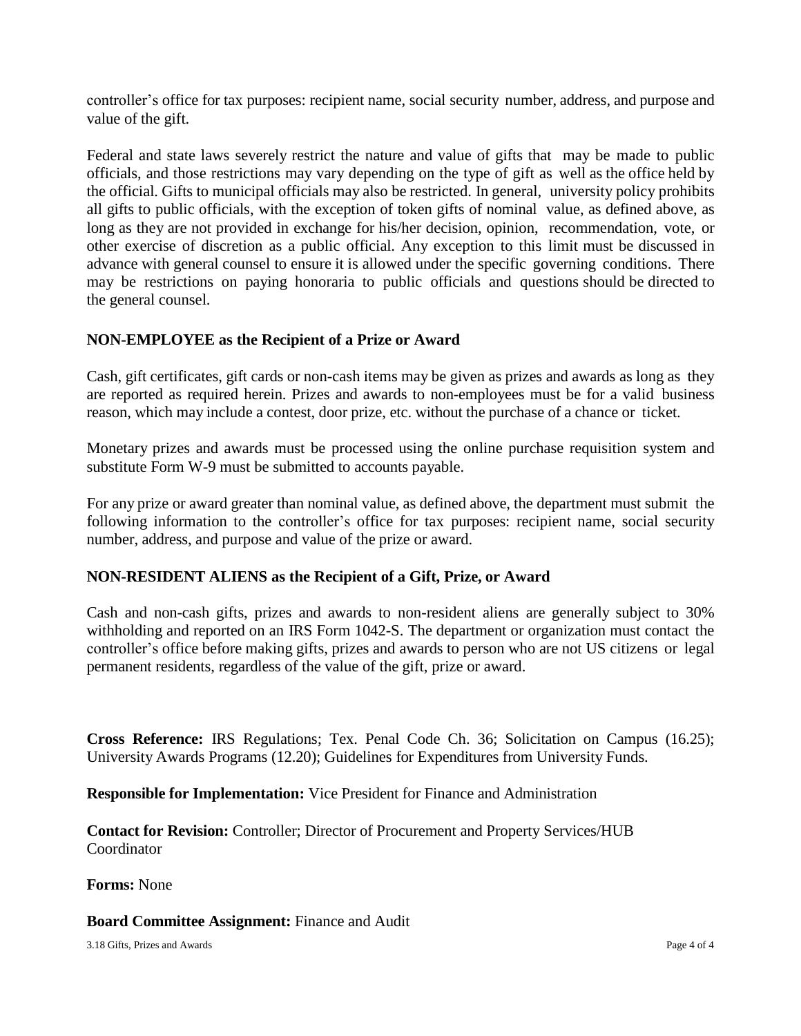controller's office for tax purposes: recipient name, social security number, address, and purpose and value of the gift.

Federal and state laws severely restrict the nature and value of gifts that may be made to public officials, and those restrictions may vary depending on the type of gift as well as the office held by the official. Gifts to municipal officials may also be restricted. In general, university policy prohibits all gifts to public officials, with the exception of token gifts of nominal value, as defined above, as long as they are not provided in exchange for his/her decision, opinion, recommendation, vote, or other exercise of discretion as a public official. Any exception to this limit must be discussed in advance with general counsel to ensure it is allowed under the specific governing conditions. There may be restrictions on paying honoraria to public officials and questions should be directed to the general counsel.

### NON-EMPLOYEE as the Recipient of a Prize or Award

Cash, gift certificates, gift cards or non-cash items may be given as prizes and awards as long as they are reported as required herein. Prizes and awards to non-employees must be for a valid business reason, which may include a contest, door prize, etc. without the purchase of a chance or ticket.

Monetary prizes and awards must be processed using the online purchase requisition system and substitute Form W-9 must be submitted to accounts payable.

For any prize or award greater than nominal value, as defined above, the department must submit the following information to the controller's office for tax purposes: recipient name, social security number, address, and purpose and value of the prize or award.

### NON-RESIDENT ALIENS as the Recipient of a Gift, Prize, or Award

Cash and non-cash gifts, prizes and awards to non-resident aliens are generally subject to 30% withholding and reported on an IRS Form 1042-S. The department or organization must contact the controller's office before making gifts, prizes and awards to person who are not US citizens or legal permanent residents, regardless of the value of the gift, prize or award.

**Cross Reference:** IRS Regulations; Tex. Penal Code Ch. 36; Solicitation on Campus (16.25); University Awards Programs (12.20); Guidelines for Expenditures from University Funds.

**Responsible for Implementation:** Vice President for Finance and Administration

**Contact for Revision:** Controller; Director of Procurement and Property Services/HUB Coordinator

**Forms:** None

**Board Committee Assignment:** Finance and Audit